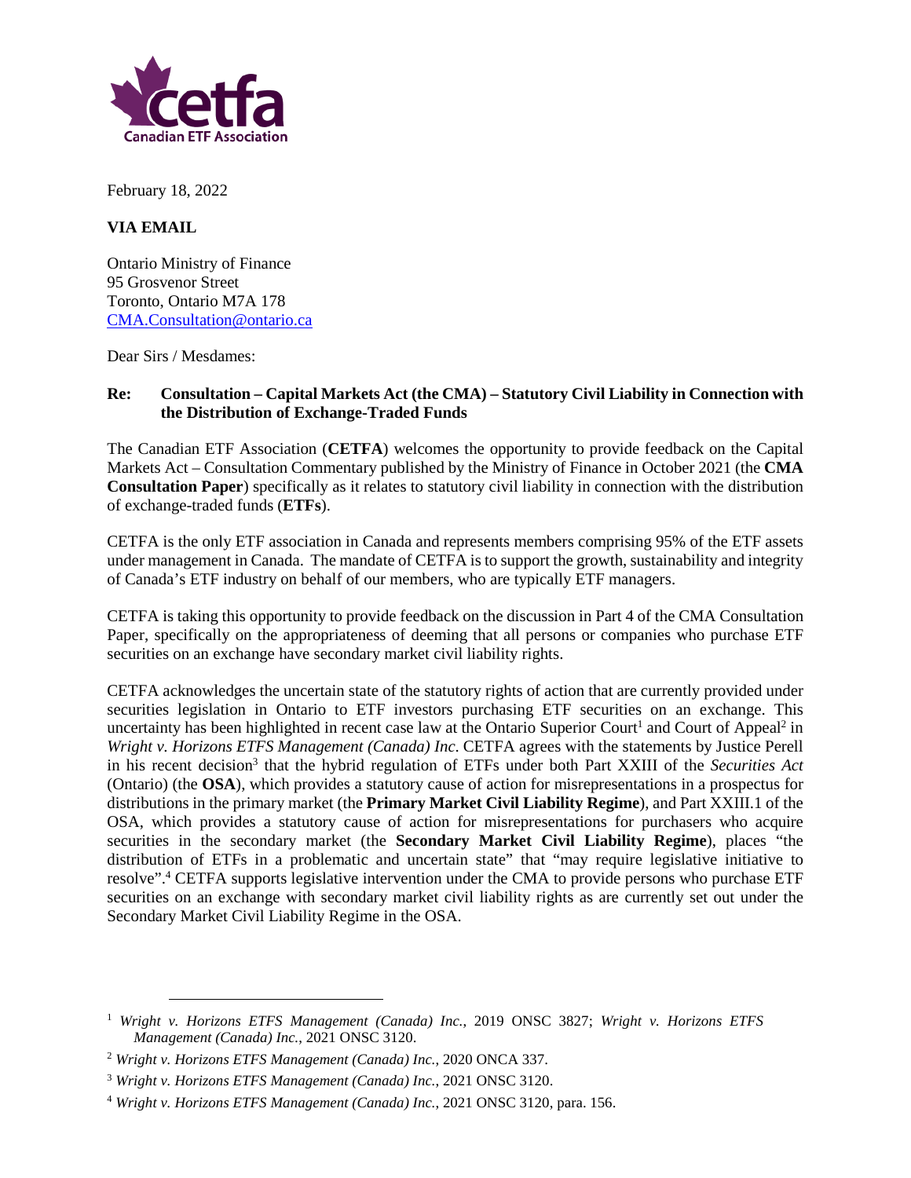February 18, 2022

**VIA EMAIL**

Ontario Ministry of Finance
95 Grosvenor Street
Toronto, Ontario M7A 178
CMA.Consultation@ontario.ca

Dear Sirs / Mesdames:

**Re: Consultation – Capital Markets Act (the CMA) – Statutory Civil Liability in Connection with the Distribution of Exchange-Traded Funds**

The Canadian ETF Association (**CETFA**) welcomes the opportunity to provide feedback on the Capital Markets Act – Consultation Commentary published by the Ministry of Finance in October 2021 (the **CMA Consultation Paper**) specifically as it relates to statutory civil liability in connection with the distribution of exchange-traded funds (**ETFs**).

CETFA is the only ETF association in Canada and represents members comprising 95% of the ETF assets under management in Canada. The mandate of CETFA is to support the growth, sustainability and integrity of Canada's ETF industry on behalf of our members, who are typically ETF managers.

CETFA is taking this opportunity to provide feedback on the discussion in Part 4 of the CMA Consultation Paper, specifically on the appropriateness of deeming that all persons or companies who purchase ETF securities on an exchange have secondary market civil liability rights.

CETFA acknowledges the uncertain state of the statutory rights of action that are currently provided under securities legislation in Ontario to ETF investors purchasing ETF securities on an exchange. This uncertainty has been highlighted in recent case law at the Ontario Superior Court[1] and Court of Appeal[2] in *Wright v. Horizons ETFS Management (Canada) Inc*. CETFA agrees with the statements by Justice Perell in his recent decision[3] that the hybrid regulation of ETFs under both Part XXIII of the *Securities Act* (Ontario) (the **OSA**), which provides a statutory cause of action for misrepresentations in a prospectus for distributions in the primary market (the **Primary Market Civil Liability Regime**), and Part XXIII.1 of the OSA, which provides a statutory cause of action for misrepresentations for purchasers who acquire securities in the secondary market (the **Secondary Market Civil Liability Regime**), places "the distribution of ETFs in a problematic and uncertain state" that "may require legislative initiative to resolve".[4] CETFA supports legislative intervention under the CMA to provide persons who purchase ETF securities on an exchange with secondary market civil liability rights as are currently set out under the Secondary Market Civil Liability Regime in the OSA.

[1] *Wright v. Horizons ETFS Management (Canada) Inc.*, 2019 ONSC 3827; *Wright v. Horizons ETFS Management (Canada) Inc.*, 2021 ONSC 3120.

[2] *Wright v. Horizons ETFS Management (Canada) Inc.*, 2020 ONCA 337.

[3] *Wright v. Horizons ETFS Management (Canada) Inc.*, 2021 ONSC 3120.

[4] *Wright v. Horizons ETFS Management (Canada) Inc.*, 2021 ONSC 3120, para. 156.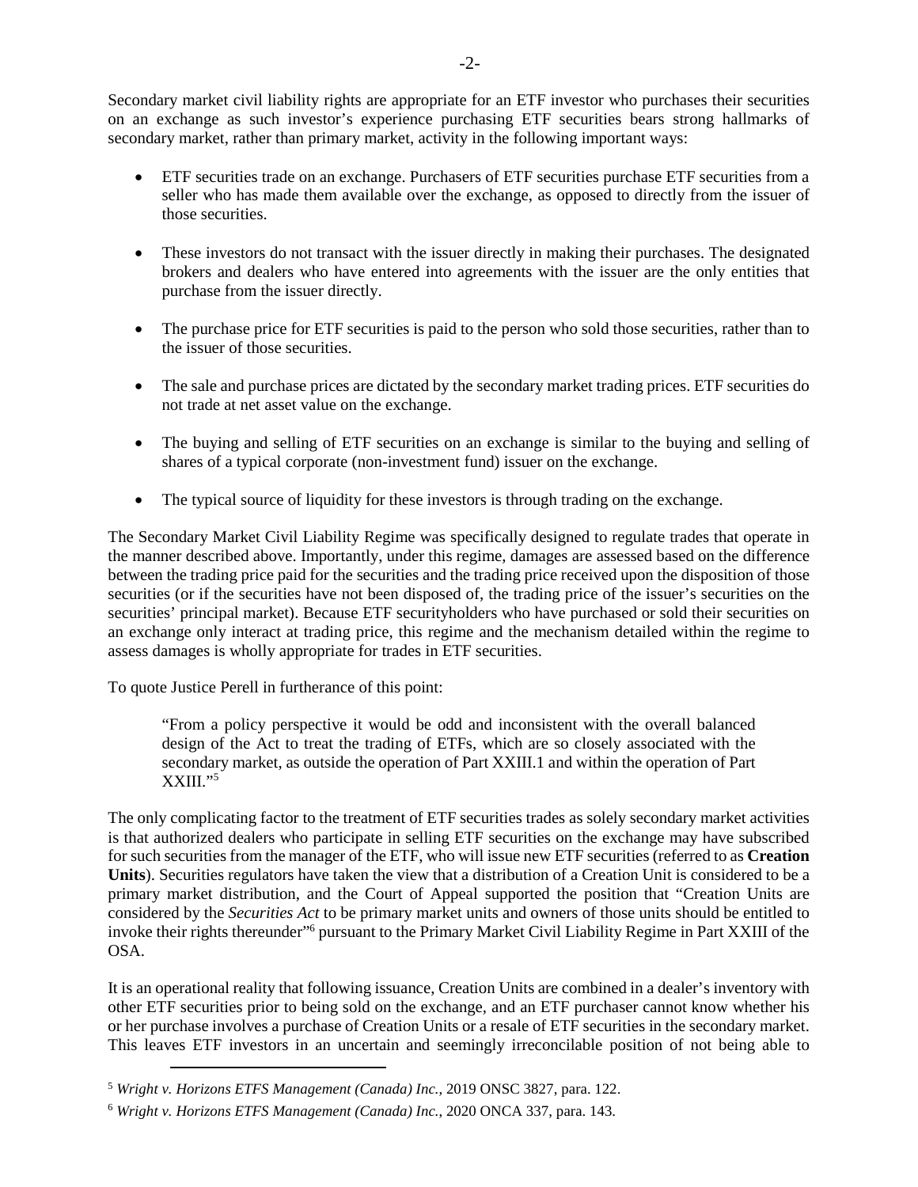Secondary market civil liability rights are appropriate for an ETF investor who purchases their securities on an exchange as such investor's experience purchasing ETF securities bears strong hallmarks of secondary market, rather than primary market, activity in the following important ways:

- ETF securities trade on an exchange. Purchasers of ETF securities purchase ETF securities from a seller who has made them available over the exchange, as opposed to directly from the issuer of those securities.
- These investors do not transact with the issuer directly in making their purchases. The designated brokers and dealers who have entered into agreements with the issuer are the only entities that purchase from the issuer directly.
- The purchase price for ETF securities is paid to the person who sold those securities, rather than to the issuer of those securities.
- The sale and purchase prices are dictated by the secondary market trading prices. ETF securities do not trade at net asset value on the exchange.
- The buying and selling of ETF securities on an exchange is similar to the buying and selling of shares of a typical corporate (non-investment fund) issuer on the exchange.
- The typical source of liquidity for these investors is through trading on the exchange.

The Secondary Market Civil Liability Regime was specifically designed to regulate trades that operate in the manner described above. Importantly, under this regime, damages are assessed based on the difference between the trading price paid for the securities and the trading price received upon the disposition of those securities (or if the securities have not been disposed of, the trading price of the issuer's securities on the securities' principal market). Because ETF securityholders who have purchased or sold their securities on an exchange only interact at trading price, this regime and the mechanism detailed within the regime to assess damages is wholly appropriate for trades in ETF securities.

To quote Justice Perell in furtherance of this point:

> "From a policy perspective it would be odd and inconsistent with the overall balanced design of the Act to treat the trading of ETFs, which are so closely associated with the secondary market, as outside the operation of Part XXIII.1 and within the operation of Part XXIII."[5]

The only complicating factor to the treatment of ETF securities trades as solely secondary market activities is that authorized dealers who participate in selling ETF securities on the exchange may have subscribed for such securities from the manager of the ETF, who will issue new ETF securities (referred to as **Creation Units**). Securities regulators have taken the view that a distribution of a Creation Unit is considered to be a primary market distribution, and the Court of Appeal supported the position that "Creation Units are considered by the *Securities Act* to be primary market units and owners of those units should be entitled to invoke their rights thereunder"[6] pursuant to the Primary Market Civil Liability Regime in Part XXIII of the OSA.

It is an operational reality that following issuance, Creation Units are combined in a dealer's inventory with other ETF securities prior to being sold on the exchange, and an ETF purchaser cannot know whether his or her purchase involves a purchase of Creation Units or a resale of ETF securities in the secondary market. This leaves ETF investors in an uncertain and seemingly irreconcilable position of not being able to

---

[5] *Wright v. Horizons ETFS Management (Canada) Inc.*, 2019 ONSC 3827, para. 122.

[6] *Wright v. Horizons ETFS Management (Canada) Inc.*, 2020 ONCA 337, para. 143.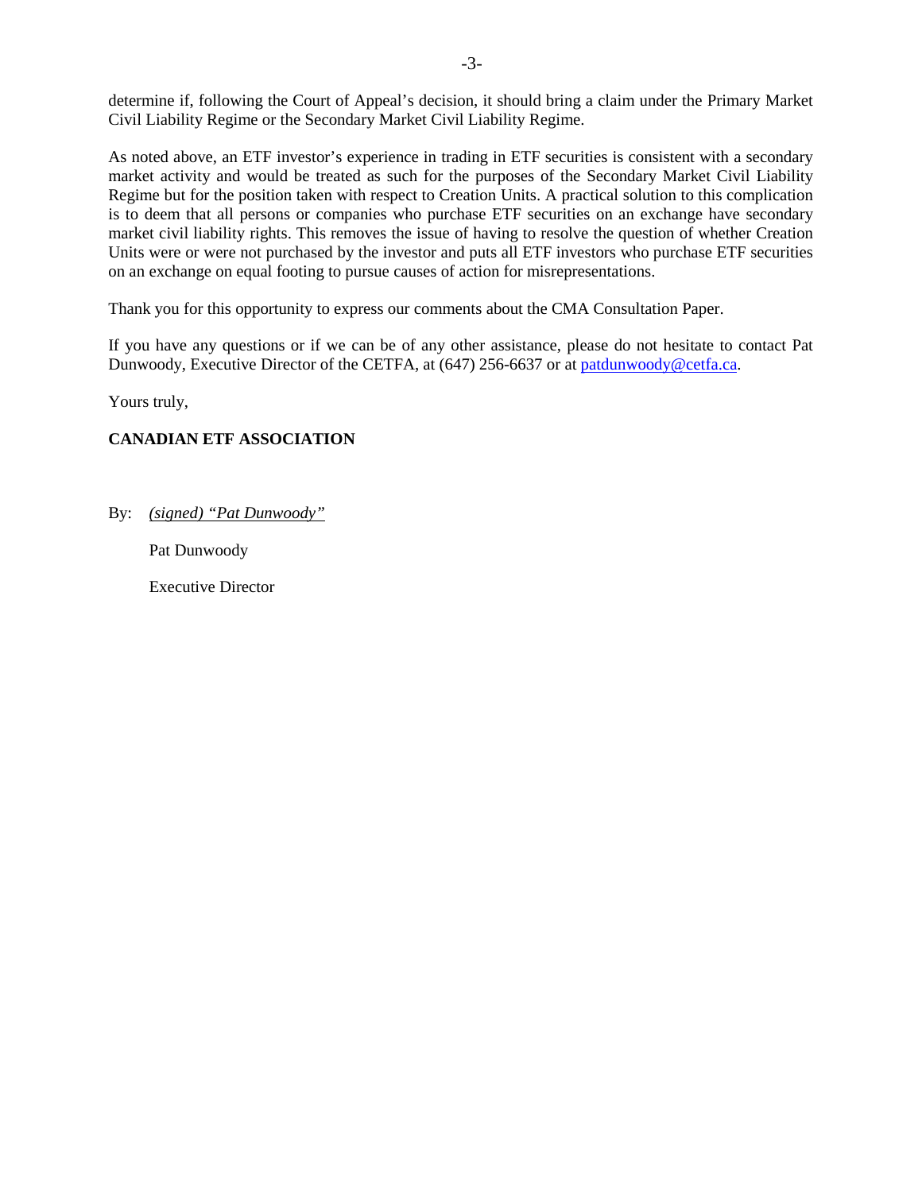determine if, following the Court of Appeal's decision, it should bring a claim under the Primary Market Civil Liability Regime or the Secondary Market Civil Liability Regime.

As noted above, an ETF investor's experience in trading in ETF securities is consistent with a secondary market activity and would be treated as such for the purposes of the Secondary Market Civil Liability Regime but for the position taken with respect to Creation Units. A practical solution to this complication is to deem that all persons or companies who purchase ETF securities on an exchange have secondary market civil liability rights. This removes the issue of having to resolve the question of whether Creation Units were or were not purchased by the investor and puts all ETF investors who purchase ETF securities on an exchange on equal footing to pursue causes of action for misrepresentations.

Thank you for this opportunity to express our comments about the CMA Consultation Paper.

If you have any questions or if we can be of any other assistance, please do not hesitate to contact Pat Dunwoody, Executive Director of the CETFA, at (647) 256-6637 or at patdunwoody@cetfa.ca.

Yours truly,

**CANADIAN ETF ASSOCIATION**

By: *(signed) "Pat Dunwoody"*

Pat Dunwoody

Executive Director